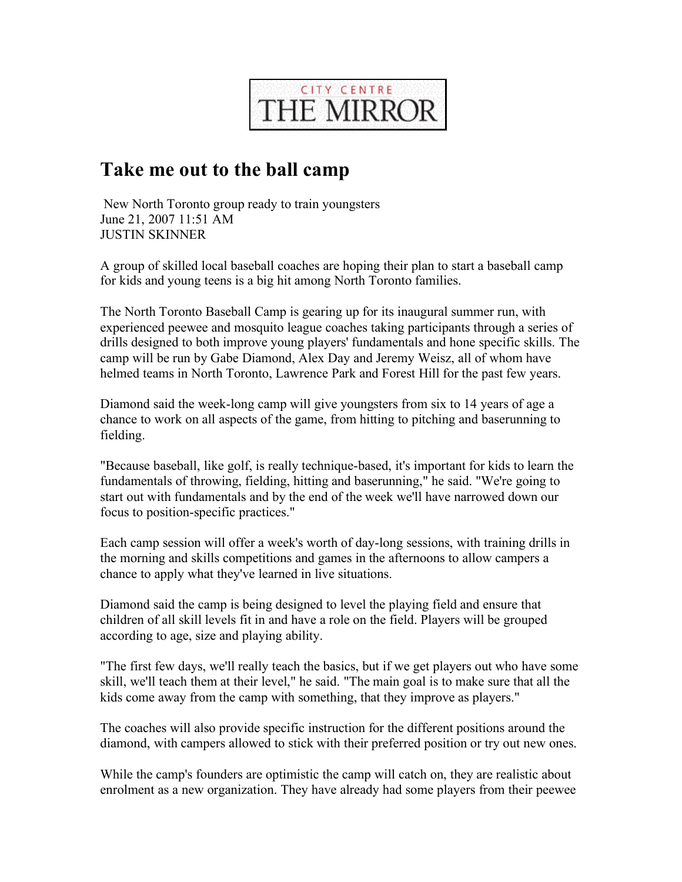CITY CENTRE THE MIRROR

# Take me out to the ball camp

New North Toronto group ready to train youngsters
June 21, 2007 11:51 AM
JUSTIN SKINNER

A group of skilled local baseball coaches are hoping their plan to start a baseball camp for kids and young teens is a big hit among North Toronto families.

The North Toronto Baseball Camp is gearing up for its inaugural summer run, with experienced peewee and mosquito league coaches taking participants through a series of drills designed to both improve young players' fundamentals and hone specific skills. The camp will be run by Gabe Diamond, Alex Day and Jeremy Weisz, all of whom have helmed teams in North Toronto, Lawrence Park and Forest Hill for the past few years.

Diamond said the week-long camp will give youngsters from six to 14 years of age a chance to work on all aspects of the game, from hitting to pitching and baserunning to fielding.

"Because baseball, like golf, is really technique-based, it's important for kids to learn the fundamentals of throwing, fielding, hitting and baserunning," he said. "We're going to start out with fundamentals and by the end of the week we'll have narrowed down our focus to position-specific practices."

Each camp session will offer a week's worth of day-long sessions, with training drills in the morning and skills competitions and games in the afternoons to allow campers a chance to apply what they've learned in live situations.

Diamond said the camp is being designed to level the playing field and ensure that children of all skill levels fit in and have a role on the field. Players will be grouped according to age, size and playing ability.

"The first few days, we'll really teach the basics, but if we get players out who have some skill, we'll teach them at their level," he said. "The main goal is to make sure that all the kids come away from the camp with something, that they improve as players."

The coaches will also provide specific instruction for the different positions around the diamond, with campers allowed to stick with their preferred position or try out new ones.

While the camp's founders are optimistic the camp will catch on, they are realistic about enrolment as a new organization. They have already had some players from their peewee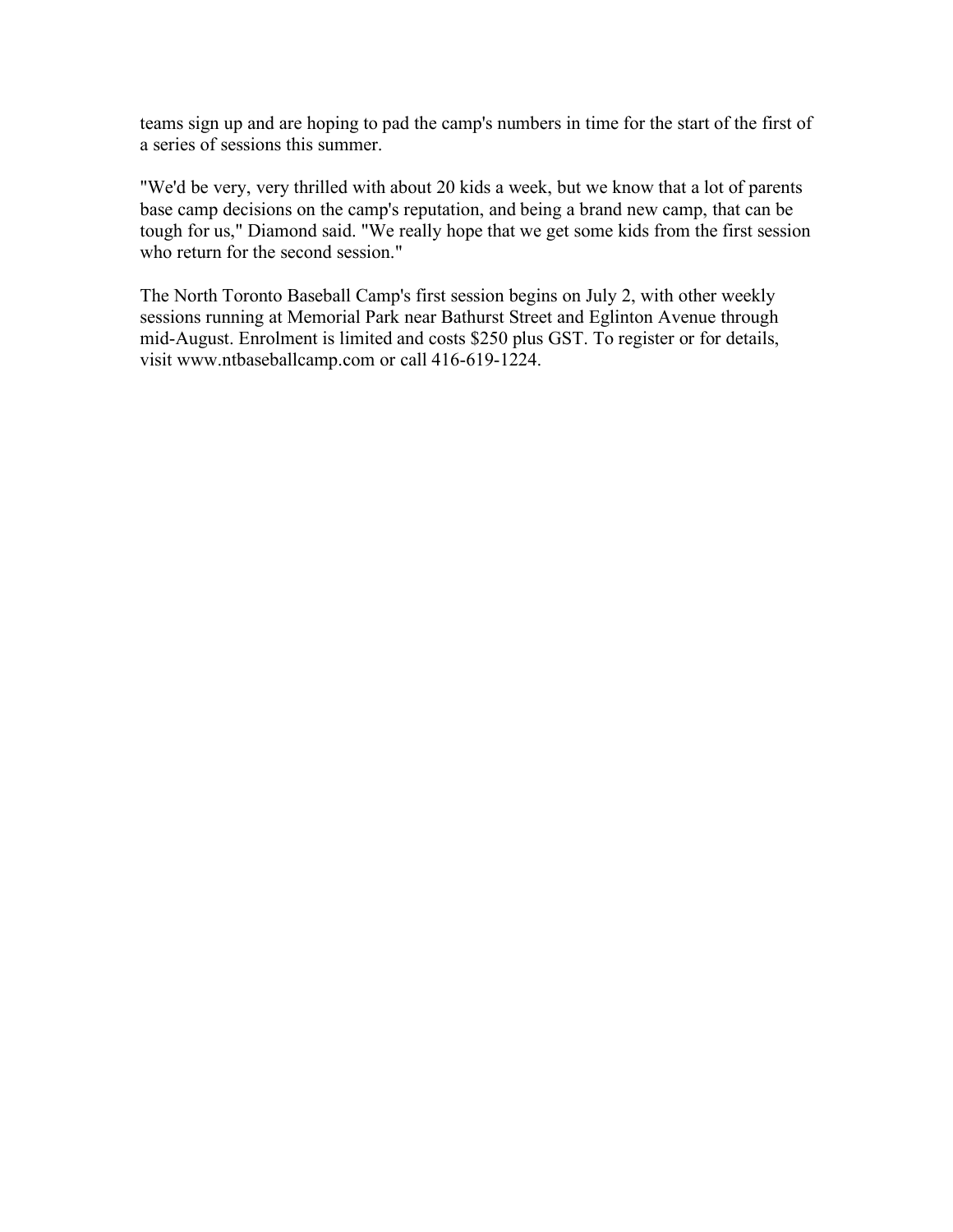teams sign up and are hoping to pad the camp's numbers in time for the start of the first of a series of sessions this summer.

"We'd be very, very thrilled with about 20 kids a week, but we know that a lot of parents base camp decisions on the camp's reputation, and being a brand new camp, that can be tough for us," Diamond said. "We really hope that we get some kids from the first session who return for the second session."

The North Toronto Baseball Camp's first session begins on July 2, with other weekly sessions running at Memorial Park near Bathurst Street and Eglinton Avenue through mid-August. Enrolment is limited and costs $250 plus GST. To register or for details, visit www.ntbaseballcamp.com or call 416-619-1224.